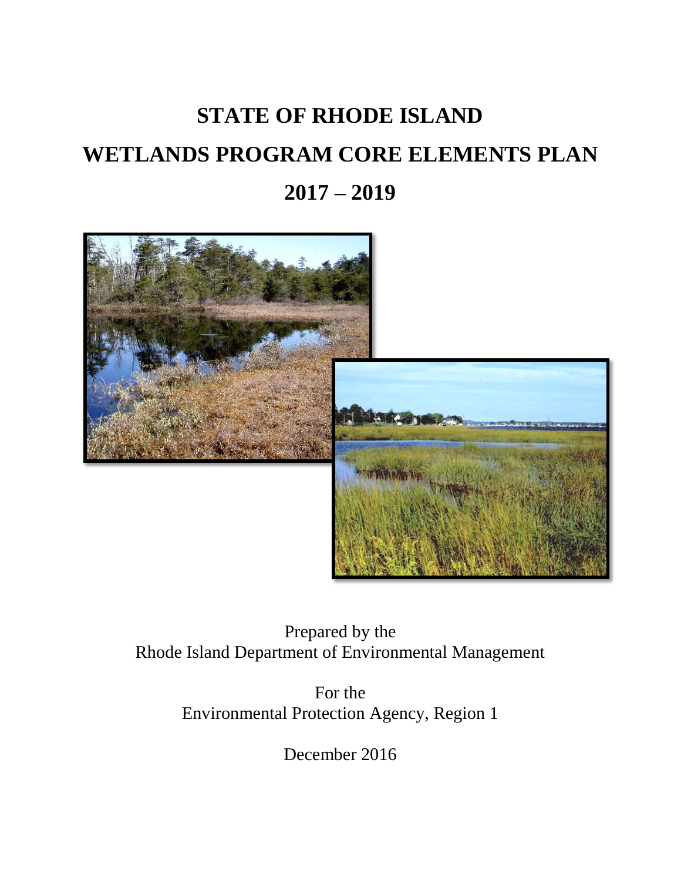# STATE OF RHODE ISLAND

# WETLANDS PROGRAM CORE ELEMENTS PLAN

# 2017 – 2019

Prepared by the
Rhode Island Department of Environmental Management

For the
Environmental Protection Agency, Region 1

December 2016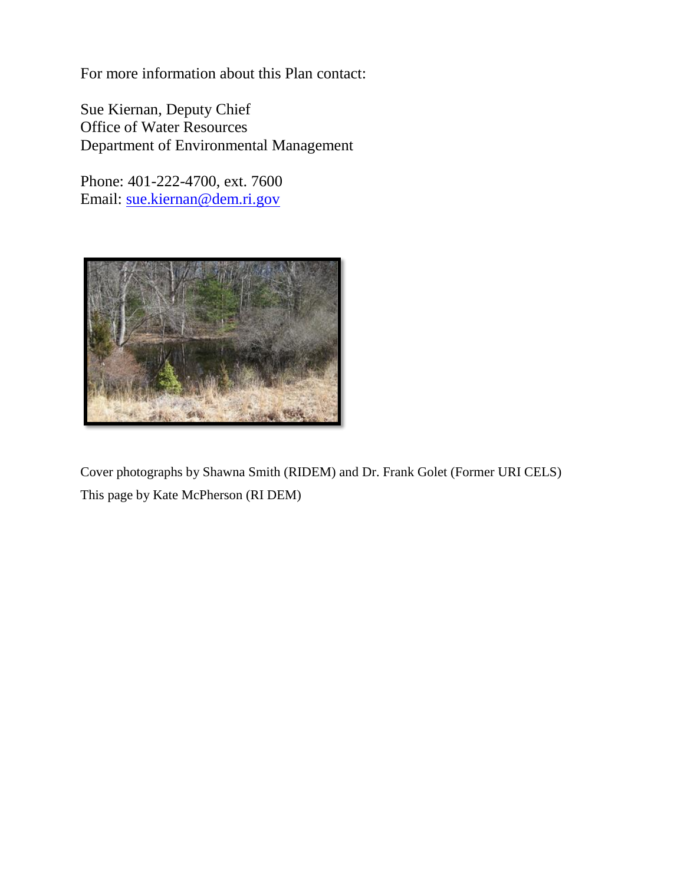For more information about this Plan contact:

Sue Kiernan, Deputy Chief
Office of Water Resources
Department of Environmental Management

Phone: 401-222-4700, ext. 7600
Email: sue.kiernan@dem.ri.gov

Cover photographs by Shawna Smith (RIDEM) and Dr. Frank Golet (Former URI CELS)

This page by Kate McPherson (RI DEM)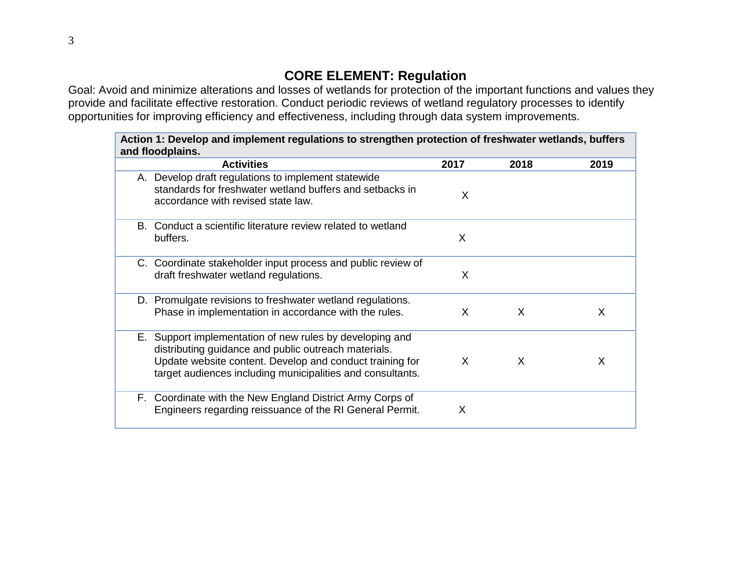## CORE ELEMENT: Regulation

Goal: Avoid and minimize alterations and losses of wetlands for protection of the important functions and values they provide and facilitate effective restoration. Conduct periodic reviews of wetland regulatory processes to identify opportunities for improving efficiency and effectiveness, including through data system improvements.

| **Action 1: Develop and implement regulations to strengthen protection of freshwater wetlands, buffers and floodplains.** | | | |
|---|---|---|---|
| **Activities** | **2017** | **2018** | **2019** |
| A. Develop draft regulations to implement statewide standards for freshwater wetland buffers and setbacks in accordance with revised state law. | X | | |
| B. Conduct a scientific literature review related to wetland buffers. | X | | |
| C. Coordinate stakeholder input process and public review of draft freshwater wetland regulations. | X | | |
| D. Promulgate revisions to freshwater wetland regulations. Phase in implementation in accordance with the rules. | X | X | X |
| E. Support implementation of new rules by developing and distributing guidance and public outreach materials. Update website content. Develop and conduct training for target audiences including municipalities and consultants. | X | X | X |
| F. Coordinate with the New England District Army Corps of Engineers regarding reissuance of the RI General Permit. | X | | |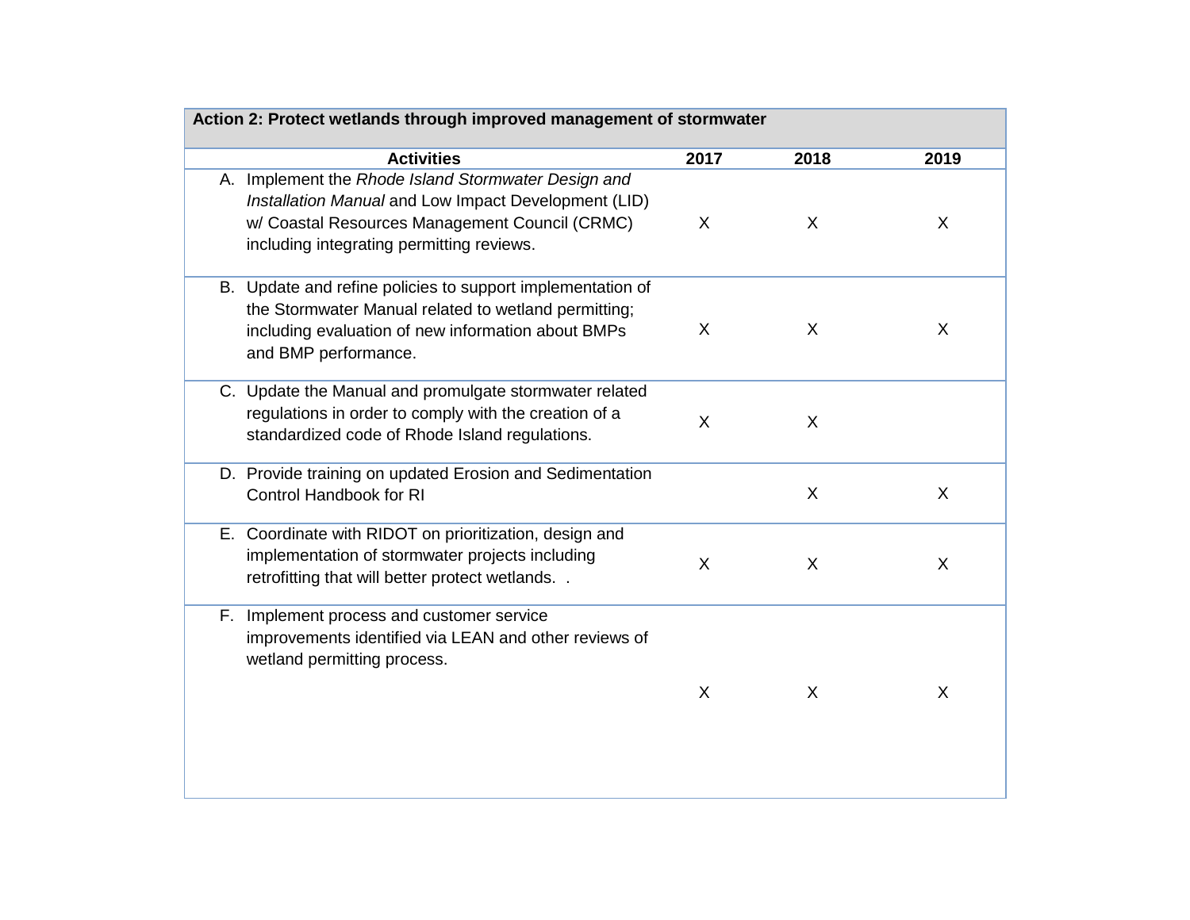| Action 2: Protect wetlands through improved management of stormwater | | | |
|---|---|---|---|
| **Activities** | **2017** | **2018** | **2019** |
| A. Implement the *Rhode Island Stormwater Design and Installation Manual* and Low Impact Development (LID) w/ Coastal Resources Management Council (CRMC) including integrating permitting reviews. | X | X | X |
| B. Update and refine policies to support implementation of the Stormwater Manual related to wetland permitting; including evaluation of new information about BMPs and BMP performance. | X | X | X |
| C. Update the Manual and promulgate stormwater related regulations in order to comply with the creation of a standardized code of Rhode Island regulations. | X | X | |
| D. Provide training on updated Erosion and Sedimentation Control Handbook for RI | | X | X |
| E. Coordinate with RIDOT on prioritization, design and implementation of stormwater projects including retrofitting that will better protect wetlands. . | X | X | X |
| F. Implement process and customer service improvements identified via LEAN and other reviews of wetland permitting process. | X | X | X |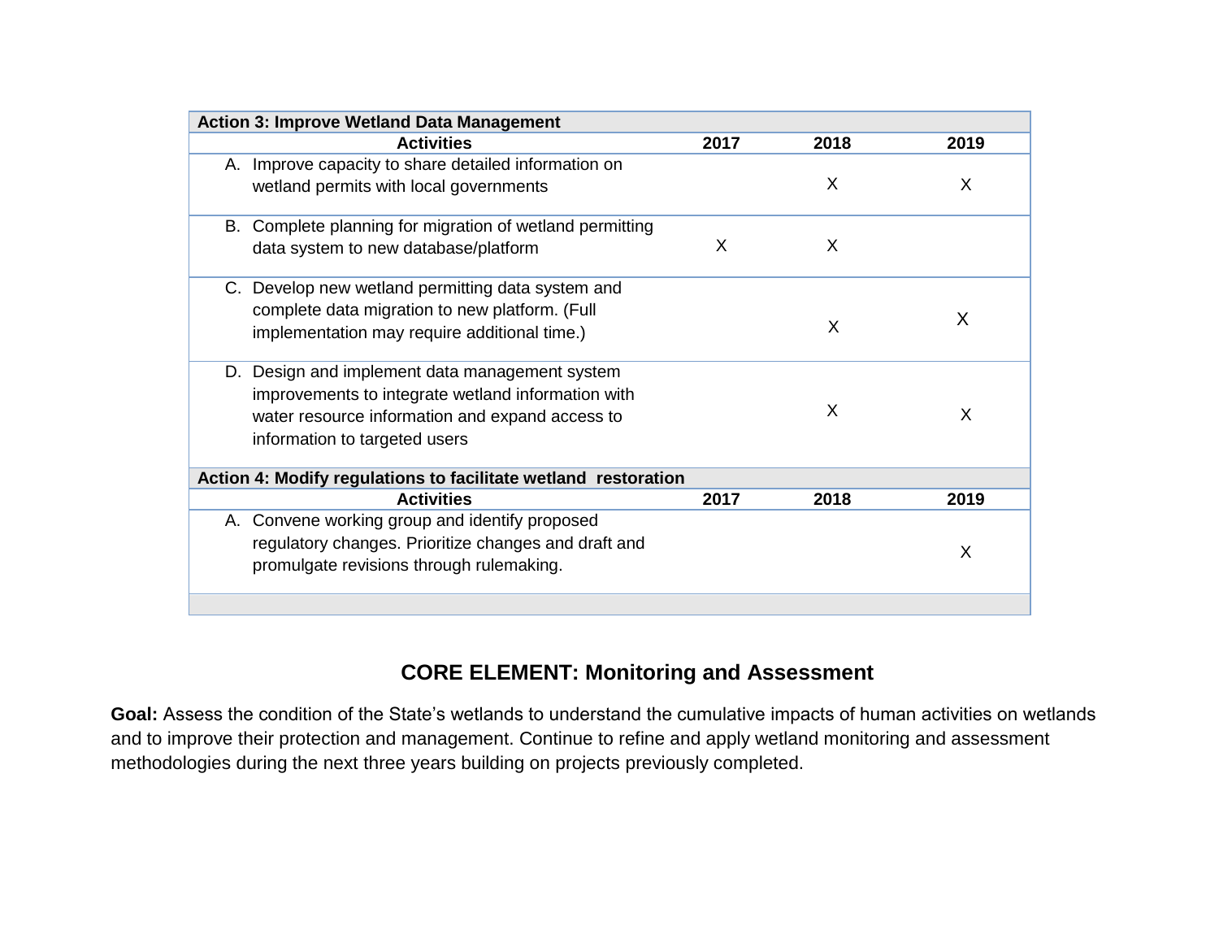| Action 3: Improve Wetland Data Management | | | |
|---|---|---|---|
| **Activities** | **2017** | **2018** | **2019** |
| A. Improve capacity to share detailed information on wetland permits with local governments | | X | X |
| B. Complete planning for migration of wetland permitting data system to new database/platform | X | X | |
| C. Develop new wetland permitting data system and complete data migration to new platform. (Full implementation may require additional time.) | | X | X |
| D. Design and implement data management system improvements to integrate wetland information with water resource information and expand access to information to targeted users | | X | X |
| **Action 4: Modify regulations to facilitate wetland restoration** | | | |
| **Activities** | **2017** | **2018** | **2019** |
| A. Convene working group and identify proposed regulatory changes. Prioritize changes and draft and promulgate revisions through rulemaking. | | | X |

## CORE ELEMENT: Monitoring and Assessment

**Goal:** Assess the condition of the State's wetlands to understand the cumulative impacts of human activities on wetlands and to improve their protection and management. Continue to refine and apply wetland monitoring and assessment methodologies during the next three years building on projects previously completed.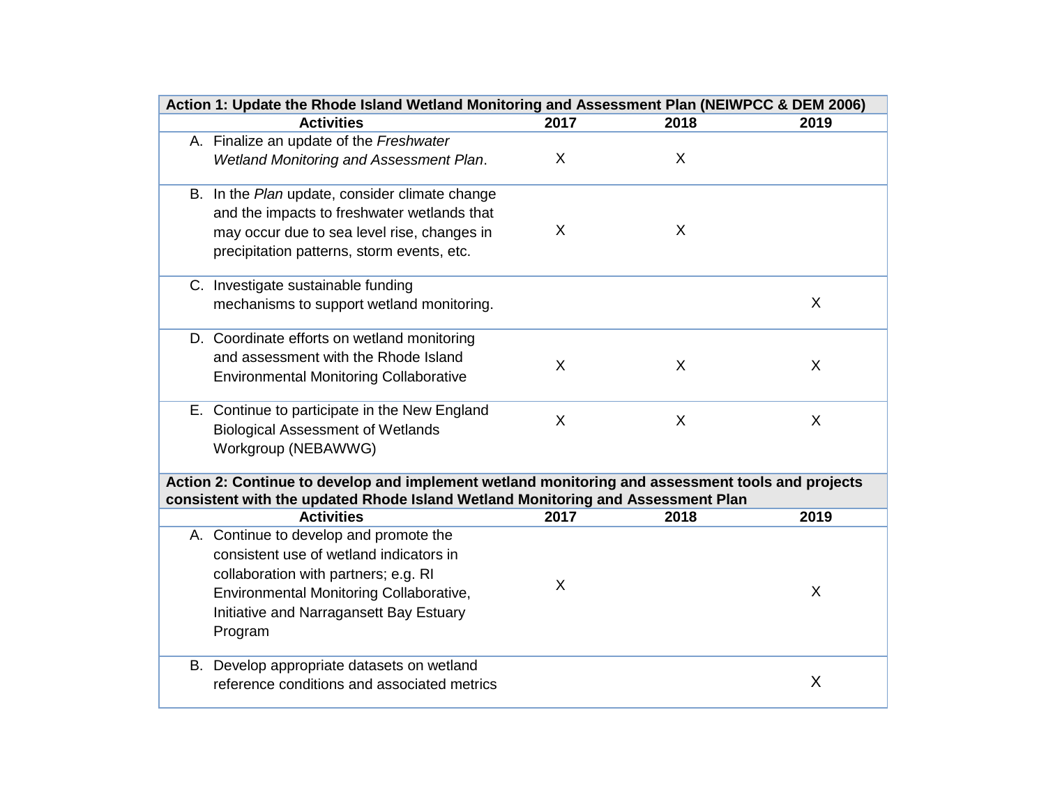| Action 1: Update the Rhode Island Wetland Monitoring and Assessment Plan (NEIWPCC & DEM 2006) | | | |
|---|---|---|---|
| **Activities** | **2017** | **2018** | **2019** |
| A. Finalize an update of the *Freshwater Wetland Monitoring and Assessment Plan*. | X | X | |
| B. In the *Plan* update, consider climate change and the impacts to freshwater wetlands that may occur due to sea level rise, changes in precipitation patterns, storm events, etc. | X | X | |
| C. Investigate sustainable funding mechanisms to support wetland monitoring. | | | X |
| D. Coordinate efforts on wetland monitoring and assessment with the Rhode Island Environmental Monitoring Collaborative | X | X | X |
| E. Continue to participate in the New England Biological Assessment of Wetlands Workgroup (NEBAWWG) | X | X | X |

| Action 2: Continue to develop and implement wetland monitoring and assessment tools and projects consistent with the updated Rhode Island Wetland Monitoring and Assessment Plan | | | |
|---|---|---|---|
| **Activities** | **2017** | **2018** | **2019** |
| A. Continue to develop and promote the consistent use of wetland indicators in collaboration with partners; e.g. RI Environmental Monitoring Collaborative, Initiative and Narragansett Bay Estuary Program | X | | X |
| B. Develop appropriate datasets on wetland reference conditions and associated metrics | | | X |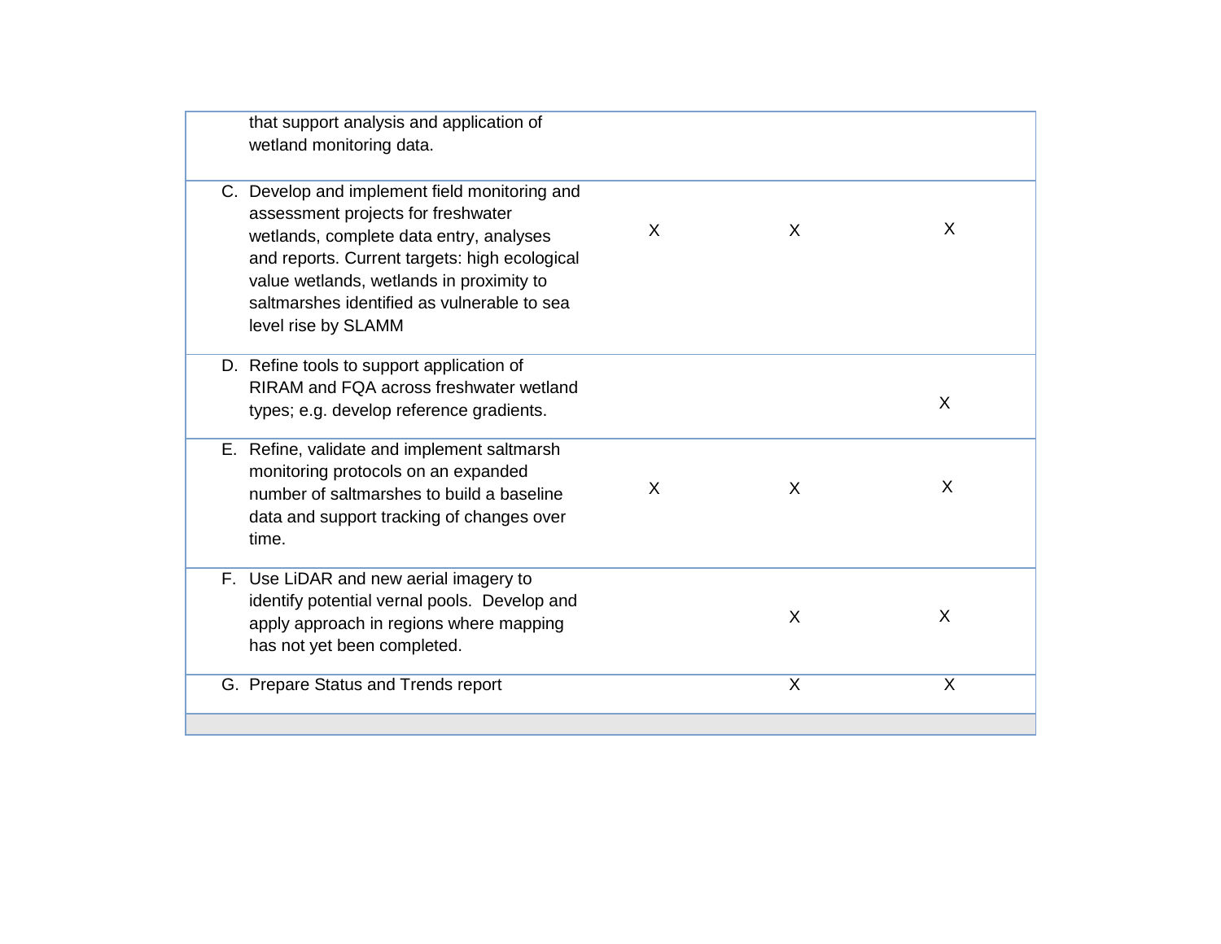| | | | |
|---|---|---|---|
| that support analysis and application of wetland monitoring data. | | | |
| C. Develop and implement field monitoring and assessment projects for freshwater wetlands, complete data entry, analyses and reports. Current targets: high ecological value wetlands, wetlands in proximity to saltmarshes identified as vulnerable to sea level rise by SLAMM | X | X | X |
| D. Refine tools to support application of RIRAM and FQA across freshwater wetland types; e.g. develop reference gradients. | | | X |
| E. Refine, validate and implement saltmarsh monitoring protocols on an expanded number of saltmarshes to build a baseline data and support tracking of changes over time. | X | X | X |
| F. Use LiDAR and new aerial imagery to identify potential vernal pools. Develop and apply approach in regions where mapping has not yet been completed. | | X | X |
| G. Prepare Status and Trends report | | X | X |
| | | | |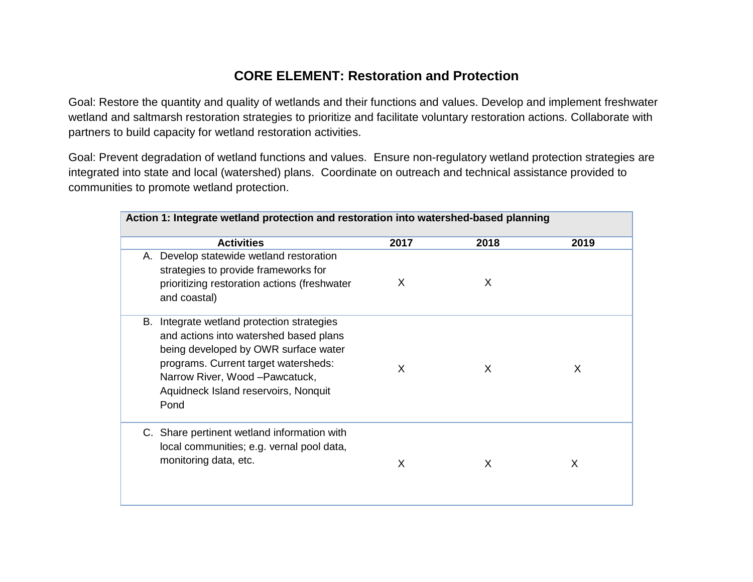# CORE ELEMENT: Restoration and Protection

Goal: Restore the quantity and quality of wetlands and their functions and values. Develop and implement freshwater wetland and saltmarsh restoration strategies to prioritize and facilitate voluntary restoration actions. Collaborate with partners to build capacity for wetland restoration activities.

Goal: Prevent degradation of wetland functions and values. Ensure non-regulatory wetland protection strategies are integrated into state and local (watershed) plans. Coordinate on outreach and technical assistance provided to communities to promote wetland protection.

| **Action 1: Integrate wetland protection and restoration into watershed-based planning** | | | |
|---|---|---|---|
| **Activities** | **2017** | **2018** | **2019** |
| A. Develop statewide wetland restoration strategies to provide frameworks for prioritizing restoration actions (freshwater and coastal) | X | X | |
| B. Integrate wetland protection strategies and actions into watershed based plans being developed by OWR surface water programs. Current target watersheds: Narrow River, Wood –Pawcatuck, Aquidneck Island reservoirs, Nonquit Pond | X | X | X |
| C. Share pertinent wetland information with local communities; e.g. vernal pool data, monitoring data, etc. | X | X | X |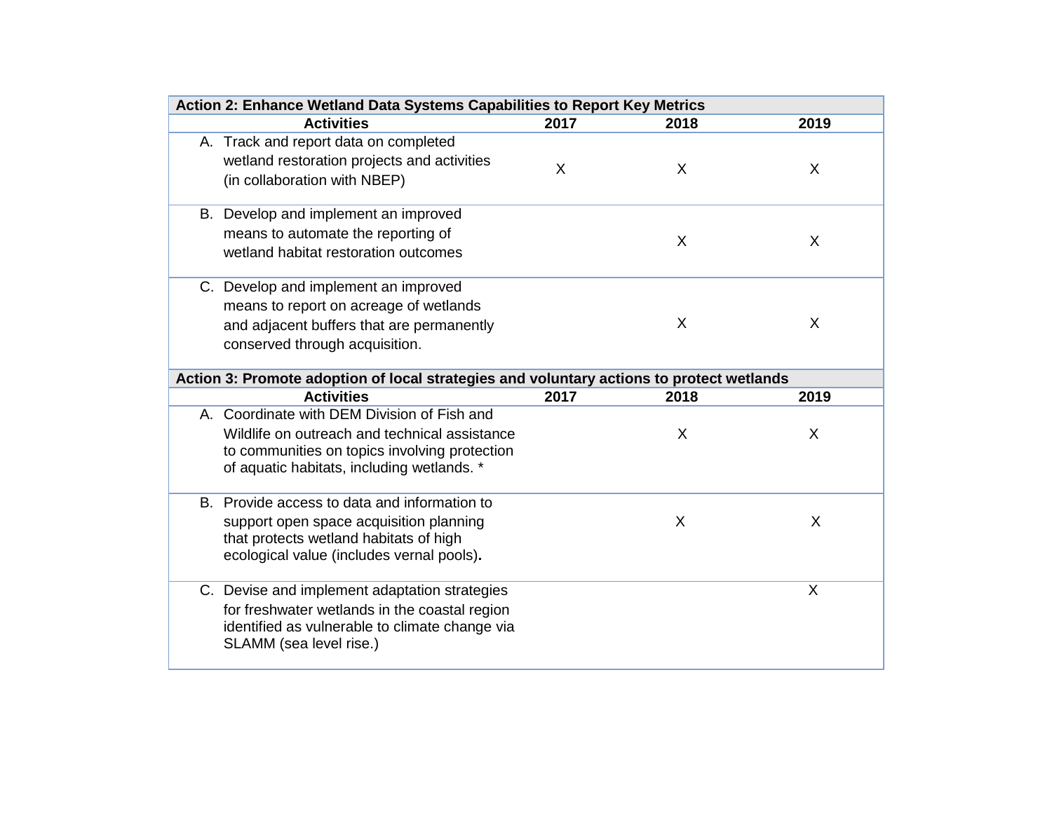| Action 2: Enhance Wetland Data Systems Capabilities to Report Key Metrics | | | |
|---|---|---|---|
| **Activities** | **2017** | **2018** | **2019** |
| A. Track and report data on completed wetland restoration projects and activities (in collaboration with NBEP) | X | X | X |
| B. Develop and implement an improved means to automate the reporting of wetland habitat restoration outcomes | | X | X |
| C. Develop and implement an improved means to report on acreage of wetlands and adjacent buffers that are permanently conserved through acquisition. | | X | X |
| **Action 3: Promote adoption of local strategies and voluntary actions to protect wetlands** | | | |
| **Activities** | **2017** | **2018** | **2019** |
| A. Coordinate with DEM Division of Fish and Wildlife on outreach and technical assistance to communities on topics involving protection of aquatic habitats, including wetlands. * | | X | X |
| B. Provide access to data and information to support open space acquisition planning that protects wetland habitats of high ecological value (includes vernal pools)**.** | | X | X |
| C. Devise and implement adaptation strategies for freshwater wetlands in the coastal region identified as vulnerable to climate change via SLAMM (sea level rise.) | | | X |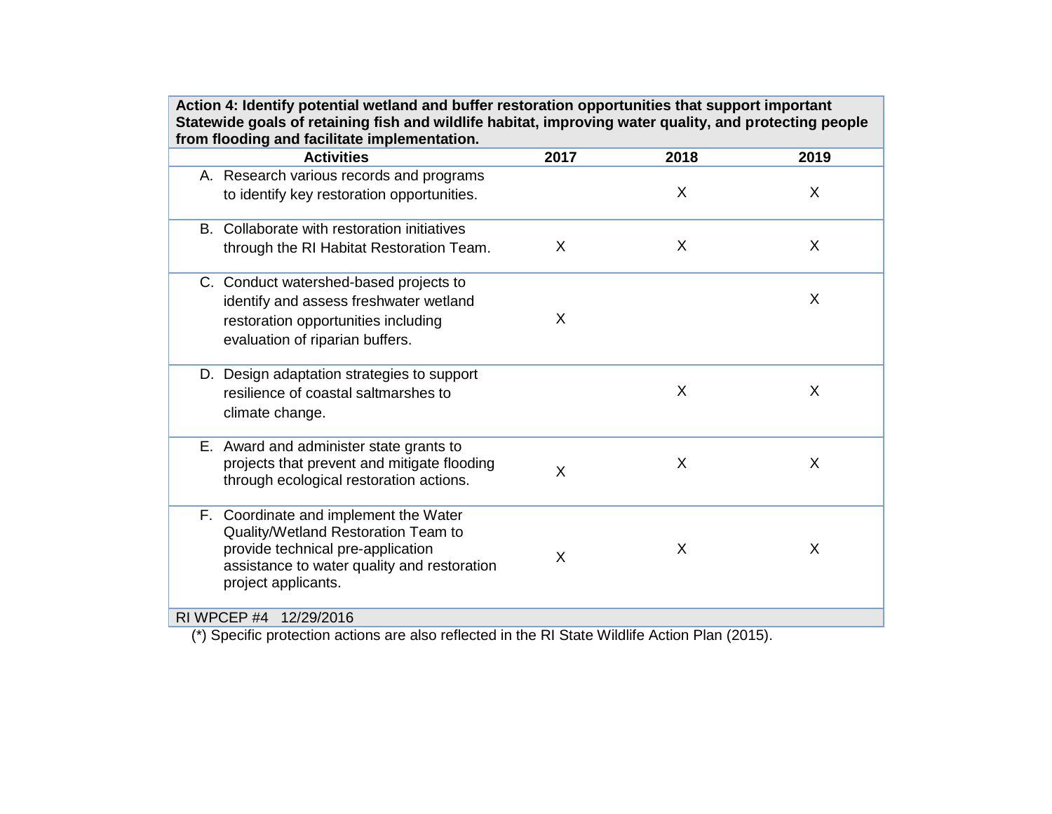| Action 4: Identify potential wetland and buffer restoration opportunities that support important Statewide goals of retaining fish and wildlife habitat, improving water quality, and protecting people from flooding and facilitate implementation. | | | |
|---|---|---|---|
| **Activities** | **2017** | **2018** | **2019** |
| A. Research various records and programs to identify key restoration opportunities. | | X | X |
| B. Collaborate with restoration initiatives through the RI Habitat Restoration Team. | X | X | X |
| C. Conduct watershed-based projects to identify and assess freshwater wetland restoration opportunities including evaluation of riparian buffers. | X | | X |
| D. Design adaptation strategies to support resilience of coastal saltmarshes to climate change. | | X | X |
| E. Award and administer state grants to projects that prevent and mitigate flooding through ecological restoration actions. | X | X | X |
| F. Coordinate and implement the Water Quality/Wetland Restoration Team to provide technical pre-application assistance to water quality and restoration project applicants. | X | X | X |
| RI WPCEP #4 12/29/2016 | | | |

(*) Specific protection actions are also reflected in the RI State Wildlife Action Plan (2015).